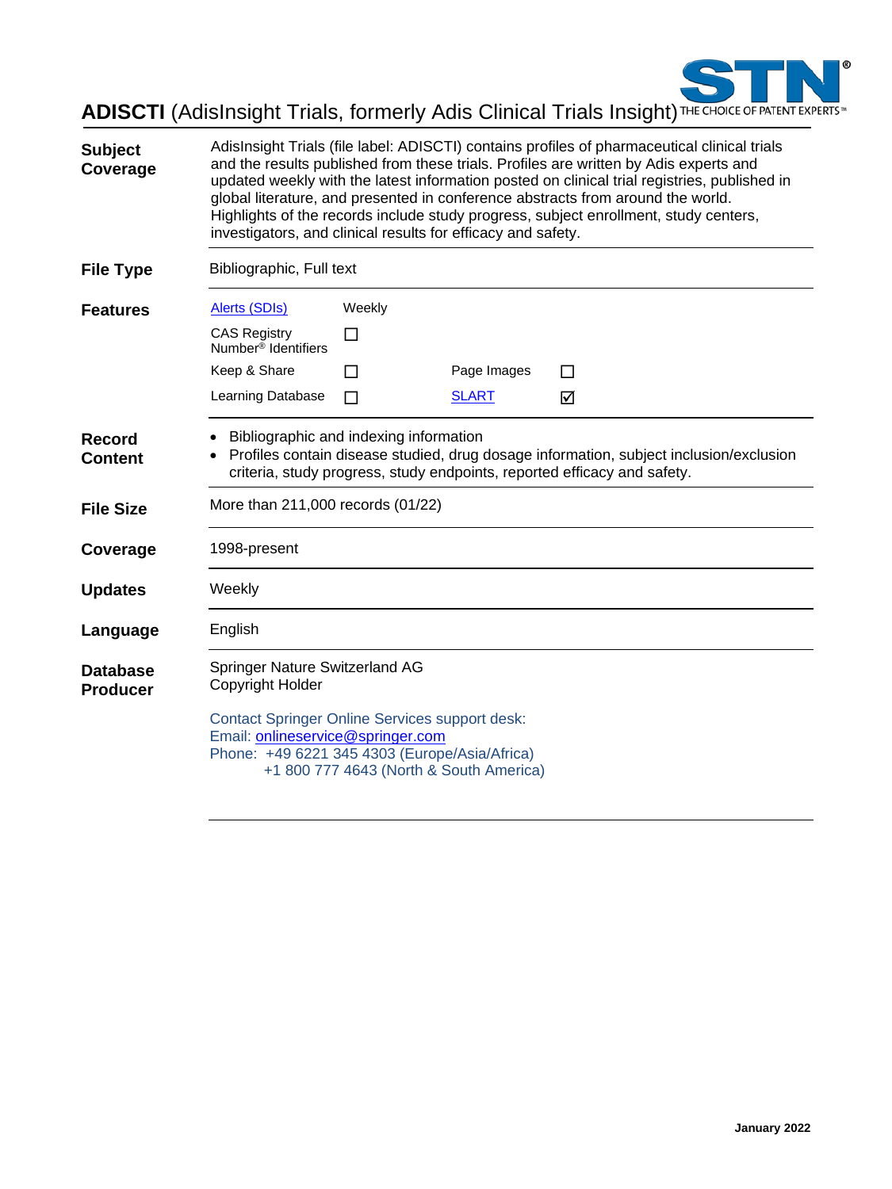# **ADISCTI** (AdisInsight Trials, formerly Adis Clinical Trials Insight)

**Subject Coverage**

AdisInsight Trials (file label: ADISCTI) contains profiles of pharmaceutical clinical trials and the results published from these trials. Profiles are written by Adis experts and updated weekly with the latest information posted on clinical trial registries, published in global literature, and presented in conference abstracts from around the world. Highlights of the records include study progress, subject enrollment, study centers, investigators, and clinical results for efficacy and safety.

**File Type**

Bibliographic, Full text

**Features**

| | | | |
|---|---|---|---|
| Alerts (SDIs) | Weekly | | |
| CAS Registry Number® Identifiers | ☐ | | |
| Keep & Share | ☐ | Page Images | ☐ |
| Learning Database | ☐ | SLART | ☑ |

**Record Content**

- Bibliographic and indexing information
- Profiles contain disease studied, drug dosage information, subject inclusion/exclusion criteria, study progress, study endpoints, reported efficacy and safety.

**File Size**

More than 211,000 records (01/22)

**Coverage**

1998-present

**Updates**

Weekly

**Language**

English

**Database Producer**

Springer Nature Switzerland AG
Copyright Holder

Contact Springer Online Services support desk:
Email: onlineservice@springer.com
Phone: +49 6221 345 4303 (Europe/Asia/Africa)
+1 800 777 4643 (North & South America)

January 2022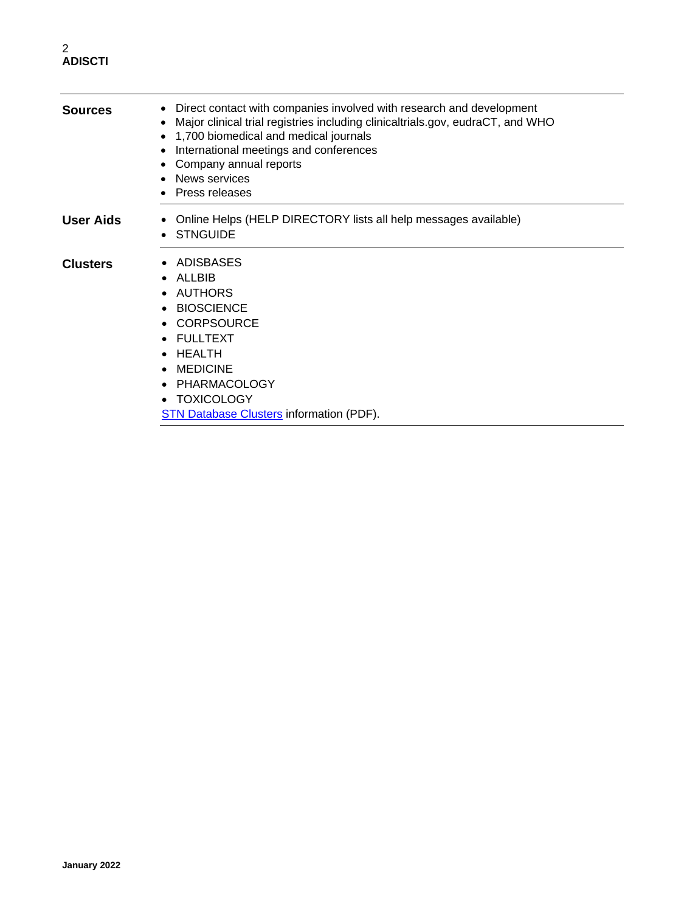| | |
|---|---|
| **Sources** | • Direct contact with companies involved with research and development<br>• Major clinical trial registries including clinicaltrials.gov, eudraCT, and WHO<br>• 1,700 biomedical and medical journals<br>• International meetings and conferences<br>• Company annual reports<br>• News services<br>• Press releases |
| **User Aids** | • Online Helps (HELP DIRECTORY lists all help messages available)<br>• STNGUIDE |
| **Clusters** | • ADISBASES<br>• ALLBIB<br>• AUTHORS<br>• BIOSCIENCE<br>• CORPSOURCE<br>• FULLTEXT<br>• HEALTH<br>• MEDICINE<br>• PHARMACOLOGY<br>• TOXICOLOGY<br>STN Database Clusters information (PDF). |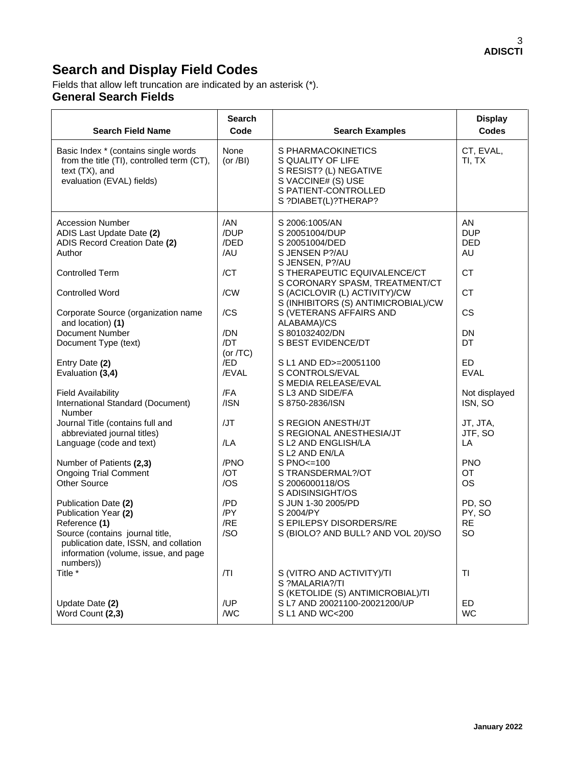# Search and Display Field Codes

Fields that allow left truncation are indicated by an asterisk (*).

## General Search Fields

| Search Field Name | Search Code | Search Examples | Display Codes |
|---|---|---|---|
| Basic Index * (contains single words from the title (TI), controlled term (CT), text (TX), and evaluation (EVAL) fields) | None (or /BI) | S PHARMACOKINETICS<br>S QUALITY OF LIFE<br>S RESIST? (L) NEGATIVE<br>S VACCINE# (S) USE<br>S PATIENT-CONTROLLED<br>S ?DIABET(L)?THERAP? | CT, EVAL, TI, TX |
| Accession Number | /AN | S 2006:1005/AN | AN |
| ADIS Last Update Date **(2)** | /DUP | S 20051004/DUP | DUP |
| ADIS Record Creation Date **(2)** | /DED | S 20051004/DED | DED |
| Author | /AU | S JENSEN P?/AU<br>S JENSEN, P?/AU | AU |
| Controlled Term | /CT | S THERAPEUTIC EQUIVALENCE/CT<br>S CORONARY SPASM, TREATMENT/CT | CT |
| Controlled Word | /CW | S (ACICLOVIR (L) ACTIVITY)/CW<br>S (INHIBITORS (S) ANTIMICROBIAL)/CW | CT |
| Corporate Source (organization name and location) **(1)** | /CS | S (VETERANS AFFAIRS AND ALABAMA)/CS | CS |
| Document Number | /DN | S 801032402/DN | DN |
| Document Type (text) | /DT (or /TC) | S BEST EVIDENCE/DT | DT |
| Entry Date **(2)** | /ED | S L1 AND ED>=20051100 | ED |
| Evaluation **(3,4)** | /EVAL | S CONTROLS/EVAL<br>S MEDIA RELEASE/EVAL | EVAL |
| Field Availability | /FA | S L3 AND SIDE/FA | Not displayed |
| International Standard (Document) Number | /ISN | S 8750-2836/ISN | ISN, SO |
| Journal Title (contains full and abbreviated journal titles) | /JT | S REGION ANESTH/JT<br>S REGIONAL ANESTHESIA/JT | JT, JTA, JTF, SO |
| Language (code and text) | /LA | S L2 AND ENGLISH/LA<br>S L2 AND EN/LA | LA |
| Number of Patients **(2,3)** | /PNO | S PNO<=100 | PNO |
| Ongoing Trial Comment | /OT | S TRANSDERMAL?/OT | OT |
| Other Source | /OS | S 2006000118/OS<br>S ADISINSIGHT/OS | OS |
| Publication Date **(2)** | /PD | S JUN 1-30 2005/PD | PD, SO |
| Publication Year **(2)** | /PY | S 2004/PY | PY, SO |
| Reference **(1)** | /RE | S EPILEPSY DISORDERS/RE | RE |
| Source (contains journal title, publication date, ISSN, and collation information (volume, issue, and page numbers)) | /SO | S (BIOLO? AND BULL? AND VOL 20)/SO | SO |
| Title * | /TI | S (VITRO AND ACTIVITY)/TI<br>S ?MALARIA?/TI<br>S (KETOLIDE (S) ANTIMICROBIAL)/TI | TI |
| Update Date **(2)** | /UP | S L7 AND 20021100-20021200/UP | ED |
| Word Count **(2,3)** | /WC | S L1 AND WC<200 | WC |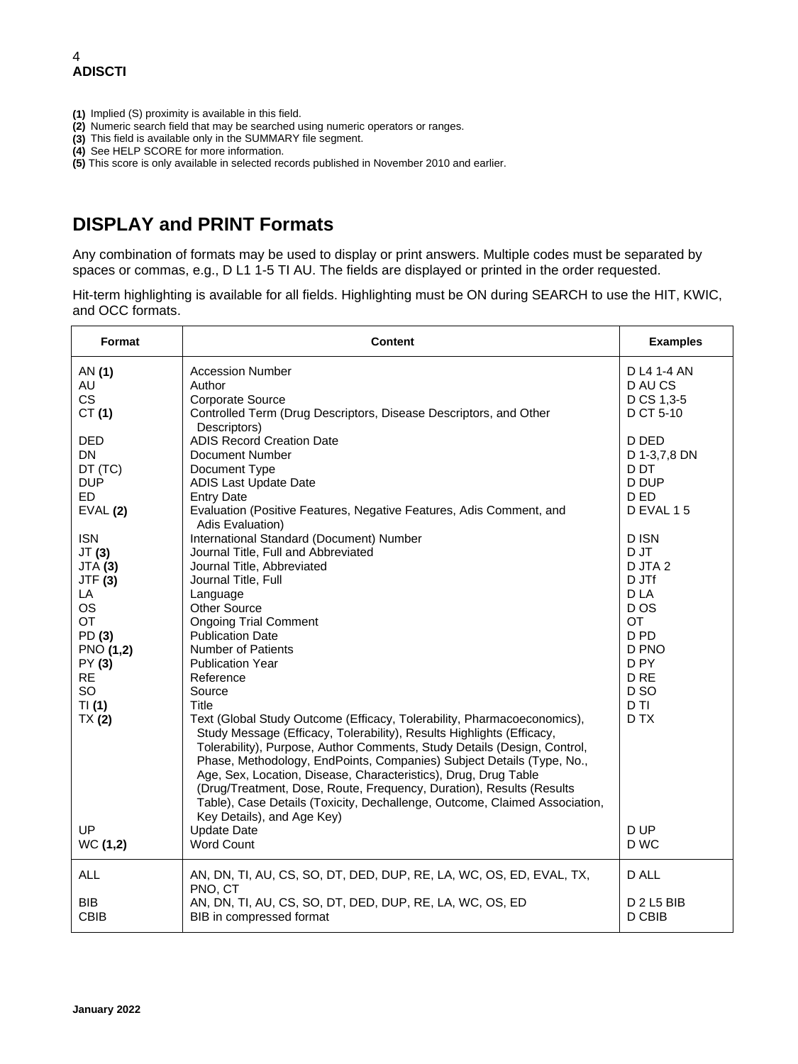**(1)** Implied (S) proximity is available in this field.
**(2)** Numeric search field that may be searched using numeric operators or ranges.
**(3)** This field is available only in the SUMMARY file segment.
**(4)** See HELP SCORE for more information.
**(5)** This score is only available in selected records published in November 2010 and earlier.

## DISPLAY and PRINT Formats

Any combination of formats may be used to display or print answers. Multiple codes must be separated by spaces or commas, e.g., D L1 1-5 TI AU. The fields are displayed or printed in the order requested.

Hit-term highlighting is available for all fields. Highlighting must be ON during SEARCH to use the HIT, KWIC, and OCC formats.

| Format | Content | Examples |
|---|---|---|
| AN **(1)** | Accession Number | D L4 1-4 AN |
| AU | Author | D AU CS |
| CS | Corporate Source | D CS 1,3-5 |
| CT **(1)** | Controlled Term (Drug Descriptors, Disease Descriptors, and Other Descriptors) | D CT 5-10 |
| DED | ADIS Record Creation Date | D DED |
| DN | Document Number | D 1-3,7,8 DN |
| DT (TC) | Document Type | D DT |
| DUP | ADIS Last Update Date | D DUP |
| ED | Entry Date | D ED |
| EVAL **(2)** | Evaluation (Positive Features, Negative Features, Adis Comment, and Adis Evaluation) | D EVAL 1 5 |
| ISN | International Standard (Document) Number | D ISN |
| JT **(3)** | Journal Title, Full and Abbreviated | D JT |
| JTA **(3)** | Journal Title, Abbreviated | D JTA 2 |
| JTF **(3)** | Journal Title, Full | D JTf |
| LA | Language | D LA |
| OS | Other Source | D OS |
| OT | Ongoing Trial Comment | OT |
| PD **(3)** | Publication Date | D PD |
| PNO **(1,2)** | Number of Patients | D PNO |
| PY **(3)** | Publication Year | D PY |
| RE | Reference | D RE |
| SO | Source | D SO |
| TI **(1)** | Title | D TI |
| TX **(2)** | Text (Global Study Outcome (Efficacy, Tolerability, Pharmacoeconomics), Study Message (Efficacy, Tolerability), Results Highlights (Efficacy, Tolerability), Purpose, Author Comments, Study Details (Design, Control, Phase, Methodology, EndPoints, Companies) Subject Details (Type, No., Age, Sex, Location, Disease, Characteristics), Drug, Drug Table (Drug/Treatment, Dose, Route, Frequency, Duration), Results (Results Table), Case Details (Toxicity, Dechallenge, Outcome, Claimed Association, Key Details), and Age Key) | D TX |
| UP | Update Date | D UP |
| WC **(1,2)** | Word Count | D WC |
| ALL | AN, DN, TI, AU, CS, SO, DT, DED, DUP, RE, LA, WC, OS, ED, EVAL, TX, PNO, CT | D ALL |
| BIB | AN, DN, TI, AU, CS, SO, DT, DED, DUP, RE, LA, WC, OS, ED | D 2 L5 BIB |
| CBIB | BIB in compressed format | D CBIB |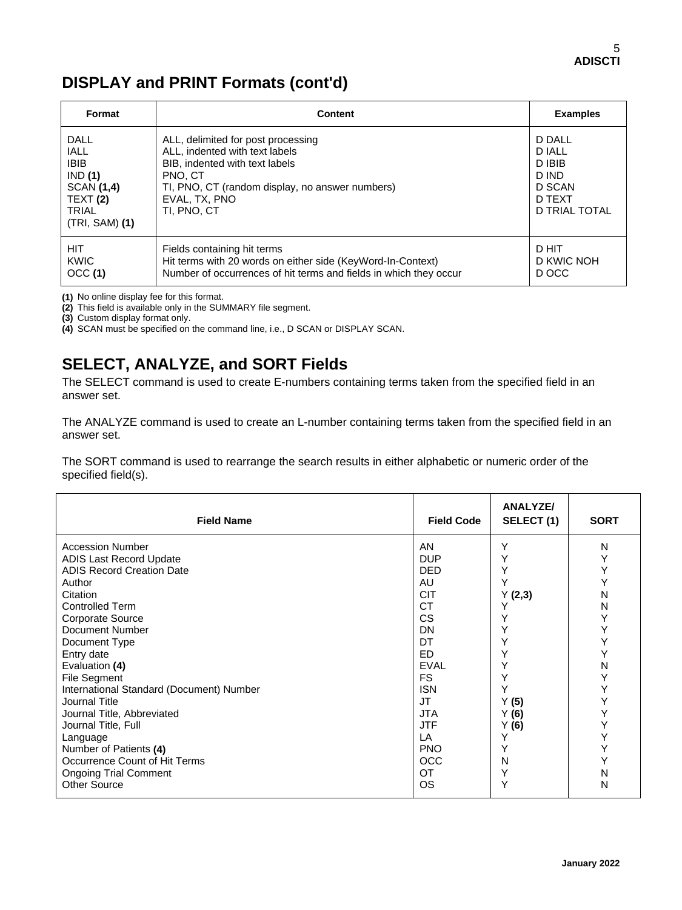## DISPLAY and PRINT Formats (cont'd)

| Format | Content | Examples |
|---|---|---|
| DALL<br>IALL<br>IBIB<br>IND **(1)**<br>SCAN **(1,4)**<br>TEXT **(2)**<br>TRIAL<br>(TRI, SAM) **(1)** | ALL, delimited for post processing<br>ALL, indented with text labels<br>BIB, indented with text labels<br>PNO, CT<br>TI, PNO, CT (random display, no answer numbers)<br>EVAL, TX, PNO<br>TI, PNO, CT | D DALL<br>D IALL<br>D IBIB<br>D IND<br>D SCAN<br>D TEXT<br>D TRIAL TOTAL |
| HIT<br>KWIC<br>OCC **(1)** | Fields containing hit terms<br>Hit terms with 20 words on either side (KeyWord-In-Context)<br>Number of occurrences of hit terms and fields in which they occur | D HIT<br>D KWIC NOH<br>D OCC |

**(1)** No online display fee for this format.
**(2)** This field is available only in the SUMMARY file segment.
**(3)** Custom display format only.
**(4)** SCAN must be specified on the command line, i.e., D SCAN or DISPLAY SCAN.

## SELECT, ANALYZE, and SORT Fields

The SELECT command is used to create E-numbers containing terms taken from the specified field in an answer set.

The ANALYZE command is used to create an L-number containing terms taken from the specified field in an answer set.

The SORT command is used to rearrange the search results in either alphabetic or numeric order of the specified field(s).

| Field Name | Field Code | ANALYZE/ SELECT (1) | SORT |
|---|---|---|---|
| Accession Number | AN | Y | N |
| ADIS Last Record Update | DUP | Y | Y |
| ADIS Record Creation Date | DED | Y | Y |
| Author | AU | Y | Y |
| Citation | CIT | Y **(2,3)** | N |
| Controlled Term | CT | Y | N |
| Corporate Source | CS | Y | Y |
| Document Number | DN | Y | Y |
| Document Type | DT | Y | Y |
| Entry date | ED | Y | Y |
| Evaluation **(4)** | EVAL | Y | N |
| File Segment | FS | Y | Y |
| International Standard (Document) Number | ISN | Y | Y |
| Journal Title | JT | Y **(5)** | Y |
| Journal Title, Abbreviated | JTA | Y **(6)** | Y |
| Journal Title, Full | JTF | Y **(6)** | Y |
| Language | LA | Y | Y |
| Number of Patients **(4)** | PNO | Y | Y |
| Occurrence Count of Hit Terms | OCC | N | Y |
| Ongoing Trial Comment | OT | Y | N |
| Other Source | OS | Y | N |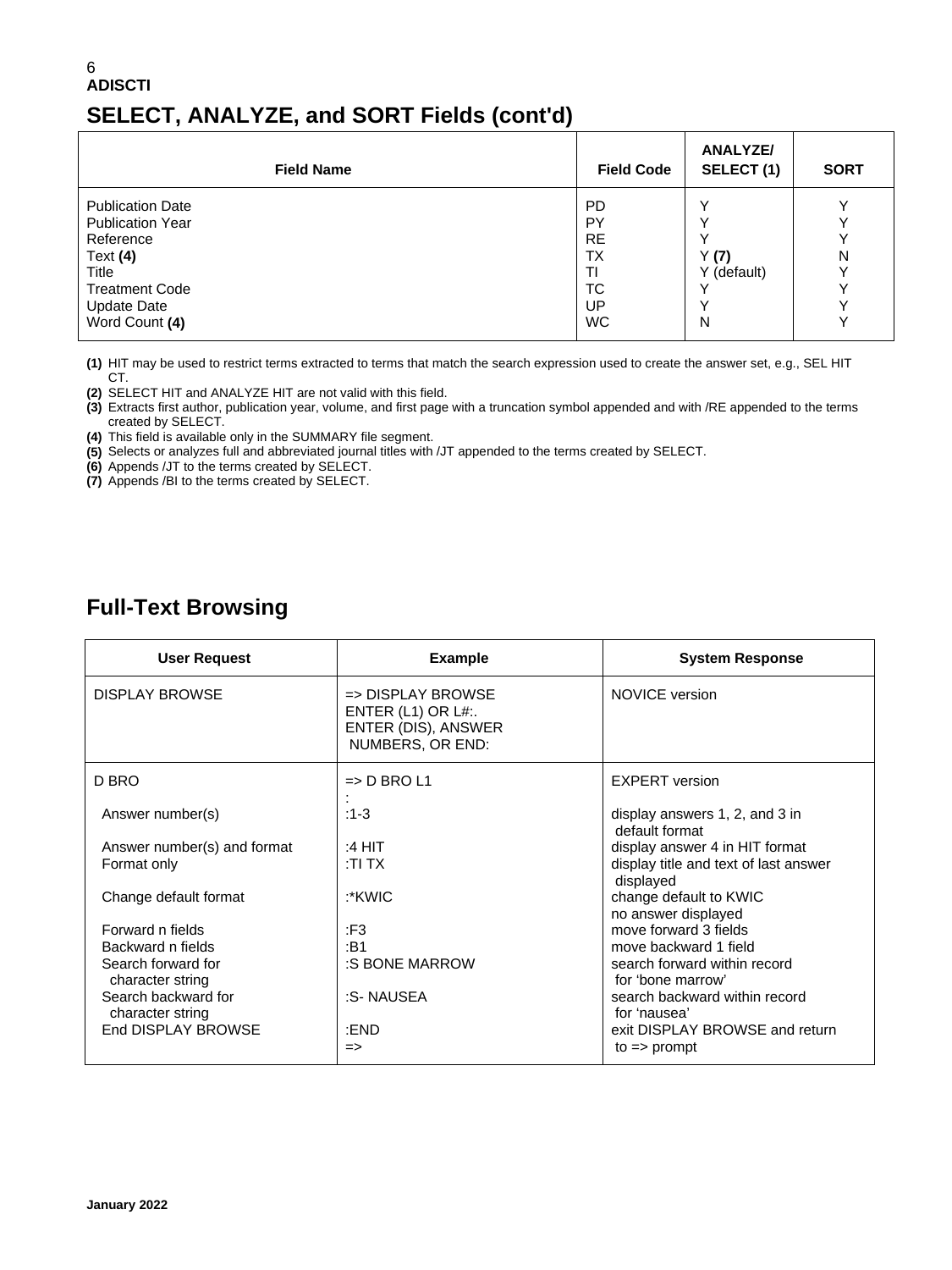**ADISCTI**

## SELECT, ANALYZE, and SORT Fields (cont'd)

| Field Name | Field Code | ANALYZE/ SELECT (1) | SORT |
|---|---|---|---|
| Publication Date | PD | Y | Y |
| Publication Year | PY | Y | Y |
| Reference | RE | Y | Y |
| Text **(4)** | TX | Y **(7)** | N |
| Title | TI | Y (default) | Y |
| Treatment Code | TC | Y | Y |
| Update Date | UP | Y | Y |
| Word Count **(4)** | WC | N | Y |

**(1)** HIT may be used to restrict terms extracted to terms that match the search expression used to create the answer set, e.g., SEL HIT CT.
**(2)** SELECT HIT and ANALYZE HIT are not valid with this field.
**(3)** Extracts first author, publication year, volume, and first page with a truncation symbol appended and with /RE appended to the terms created by SELECT.
**(4)** This field is available only in the SUMMARY file segment.
**(5)** Selects or analyzes full and abbreviated journal titles with /JT appended to the terms created by SELECT.
**(6)** Appends /JT to the terms created by SELECT.
**(7)** Appends /BI to the terms created by SELECT.

## Full-Text Browsing

| User Request | Example | System Response |
|---|---|---|
| DISPLAY BROWSE | => DISPLAY BROWSE<br>ENTER (L1) OR L#:.<br>ENTER (DIS), ANSWER NUMBERS, OR END: | NOVICE version |
| D BRO | => D BRO L1<br>: | EXPERT version |
| Answer number(s) | :1-3 | display answers 1, 2, and 3 in default format |
| Answer number(s) and format | :4 HIT | display answer 4 in HIT format |
| Format only | :TI TX | display title and text of last answer displayed |
| Change default format | :*KWIC | change default to KWIC<br>no answer displayed |
| Forward n fields | :F3 | move forward 3 fields |
| Backward n fields | :B1 | move backward 1 field |
| Search forward for character string | :S BONE MARROW | search forward within record for 'bone marrow' |
| Search backward for character string | :S- NAUSEA | search backward within record for 'nausea' |
| End DISPLAY BROWSE | :END<br>=> | exit DISPLAY BROWSE and return to => prompt |

January 2022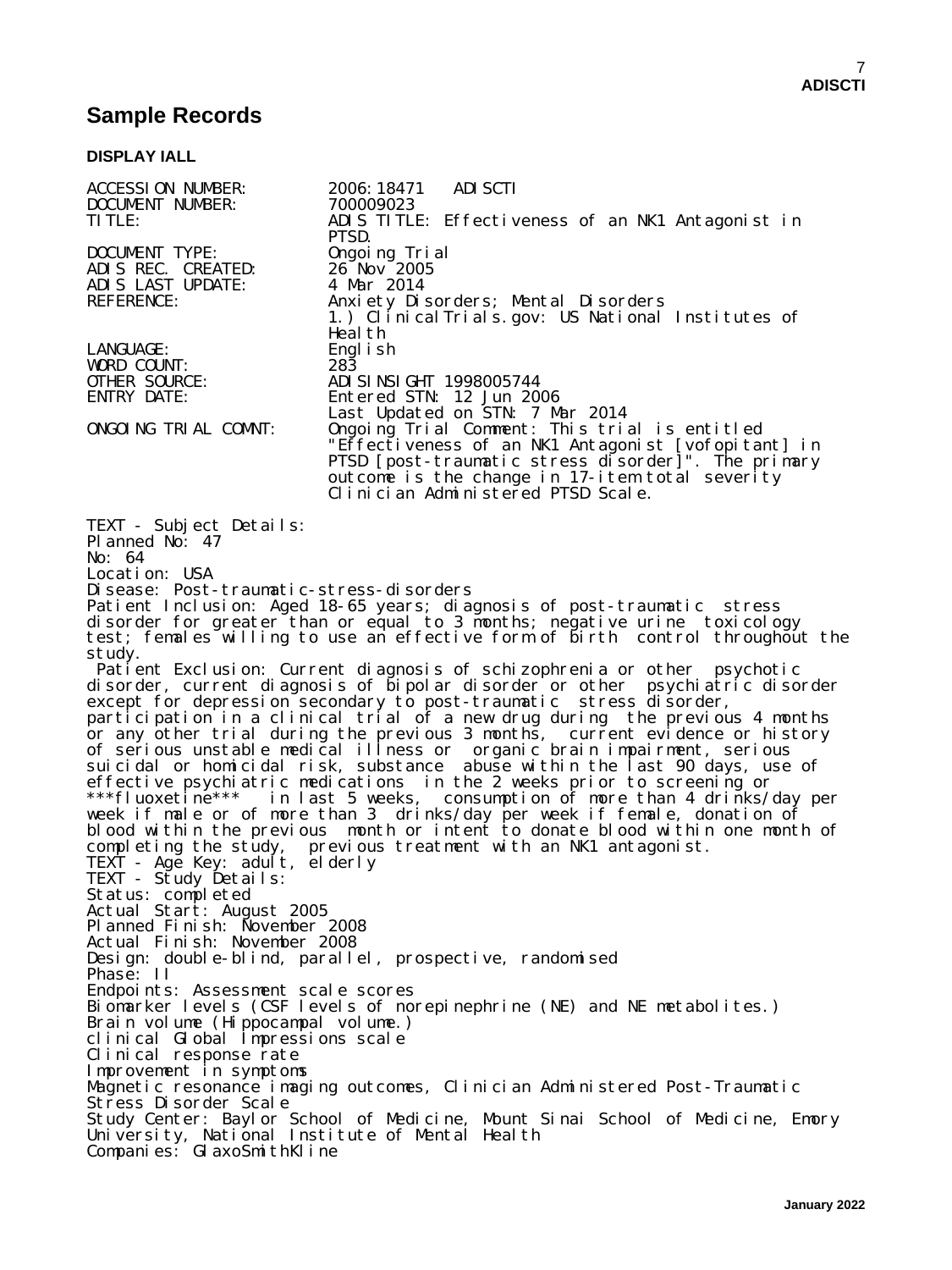## Sample Records

**DISPLAY IALL**

```
ACCESSION NUMBER:       2006:18471   ADISCTI
DOCUMENT NUMBER:        700009023
TITLE:                  ADIS TITLE: Effectiveness of an NK1 Antagonist in
                        PTSD.
DOCUMENT TYPE:          Ongoing Trial
ADIS REC. CREATED:      26 Nov 2005
ADIS LAST UPDATE:       4 Mar 2014
REFERENCE:              Anxiety Disorders; Mental Disorders
                        1.) ClinicalTrials.gov: US National Institutes of
                        Health
LANGUAGE:               English
WORD COUNT:             283
OTHER SOURCE:           ADISINSIGHT 1998005744
ENTRY DATE:             Entered STN: 12 Jun 2006
                        Last Updated on STN: 7 Mar 2014
ONGOING TRIAL COMNT:    Ongoing Trial Comment: This trial is entitled
                        "Effectiveness of an NK1 Antagonist [vofopitant] in
                        PTSD [post-traumatic stress disorder]". The primary
                        outcome is the change in 17-item total severity
                        Clinician Administered PTSD Scale.

TEXT - Subject Details:
Planned No: 47
No: 64
Location: USA
Disease: Post-traumatic-stress-disorders
Patient Inclusion: Aged 18-65 years; diagnosis of post-traumatic  stress
disorder for greater than or equal to 3 months; negative urine  toxicology
test; females willing to use an effective form of birth  control throughout the
study.
 Patient Exclusion: Current diagnosis of schizophrenia or other  psychotic
disorder, current diagnosis of bipolar disorder or other  psychiatric disorder
except for depression secondary to post-traumatic  stress disorder,
participation in a clinical trial of a new drug during  the previous 4 months
or any other trial during the previous 3 months,  current evidence or history
of serious unstable medical illness or  organic brain impairment, serious
suicidal or homicidal risk, substance  abuse within the last 90 days, use of
effective psychiatric medications  in the 2 weeks prior to screening or
***fluoxetine***  in last 5 weeks,  consumption of more than 4 drinks/day per
week if male or of more than 3  drinks/day per week if female, donation of
blood within the previous  month or intent to donate blood within one month of
completing the study,  previous treatment with an NK1 antagonist.
TEXT - Age Key: adult, elderly
TEXT - Study Details:
Status: completed
Actual Start: August 2005
Planned Finish: November 2008
Actual Finish: November 2008
Design: double-blind, parallel, prospective, randomised
Phase: II
Endpoints: Assessment scale scores
Biomarker levels (CSF levels of norepinephrine (NE) and NE metabolites.)
Brain volume (Hippocampal volume.)
clinical Global Impressions scale
Clinical response rate
Improvement in symptoms
Magnetic resonance imaging outcomes, Clinician Administered Post-Traumatic
Stress Disorder Scale
Study Center: Baylor School of Medicine, Mount Sinai School of Medicine, Emory
University, National Institute of Mental Health
Companies: GlaxoSmithKline
```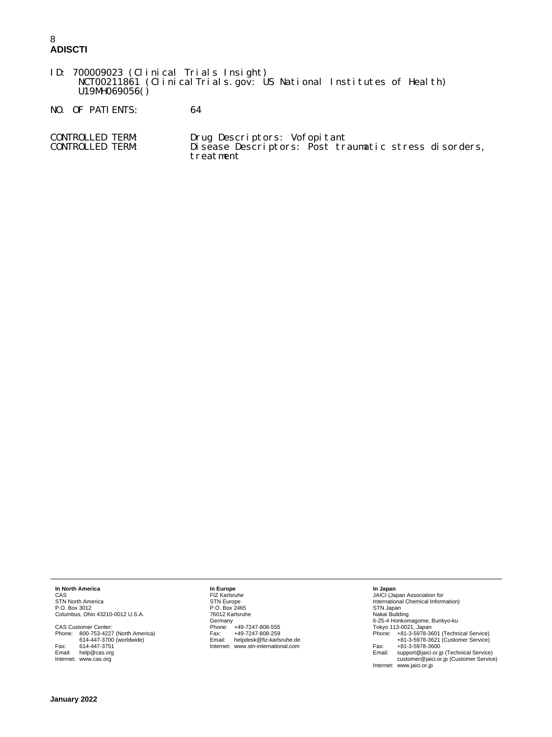**ADISCTI**

```
ID: 700009023 (Clinical Trials Insight)
    NCT00211861 (ClinicalTrials.gov: US National Institutes of Health)
    U19MH069056()

NO. OF PATIENTS:         64

CONTROLLED TERM:         Drug Descriptors: Vofopitant
CONTROLLED TERM:         Disease Descriptors: Post traumatic stress disorders,
                         treatment
```

**In North America**
CAS
STN North America
P.O. Box 3012
Columbus, Ohio 43210-0012 U.S.A.

CAS Customer Center:
Phone: 800-753-4227 (North America)
614-447-3700 (worldwide)
Fax: 614-447-3751
Email: help@cas.org
Internet: www.cas.org

**In Europe**
FIZ Karlsruhe
STN Europe
P.O. Box 2465
76012 Karlsruhe
Germany
Phone: +49-7247-808-555
Fax: +49-7247-808-259
Email: helpdesk@fiz-karlsruhe.de
Internet: www.stn-international.com

**In Japan**
JAICI (Japan Association for International Chemical Information)
STN Japan
Nakai Building
6-25-4 Honkomagome, Bunkyo-ku
Tokyo 113-0021, Japan
Phone: +81-3-5978-3601 (Technical Service)
+81-3-5978-3621 (Customer Service)
Fax: +81-3-5978-3600
Email: support@jaici.or.jp (Technical Service)
customer@jaici.or.jp (Customer Service)
Internet: www.jaici.or.jp

**January 2022**